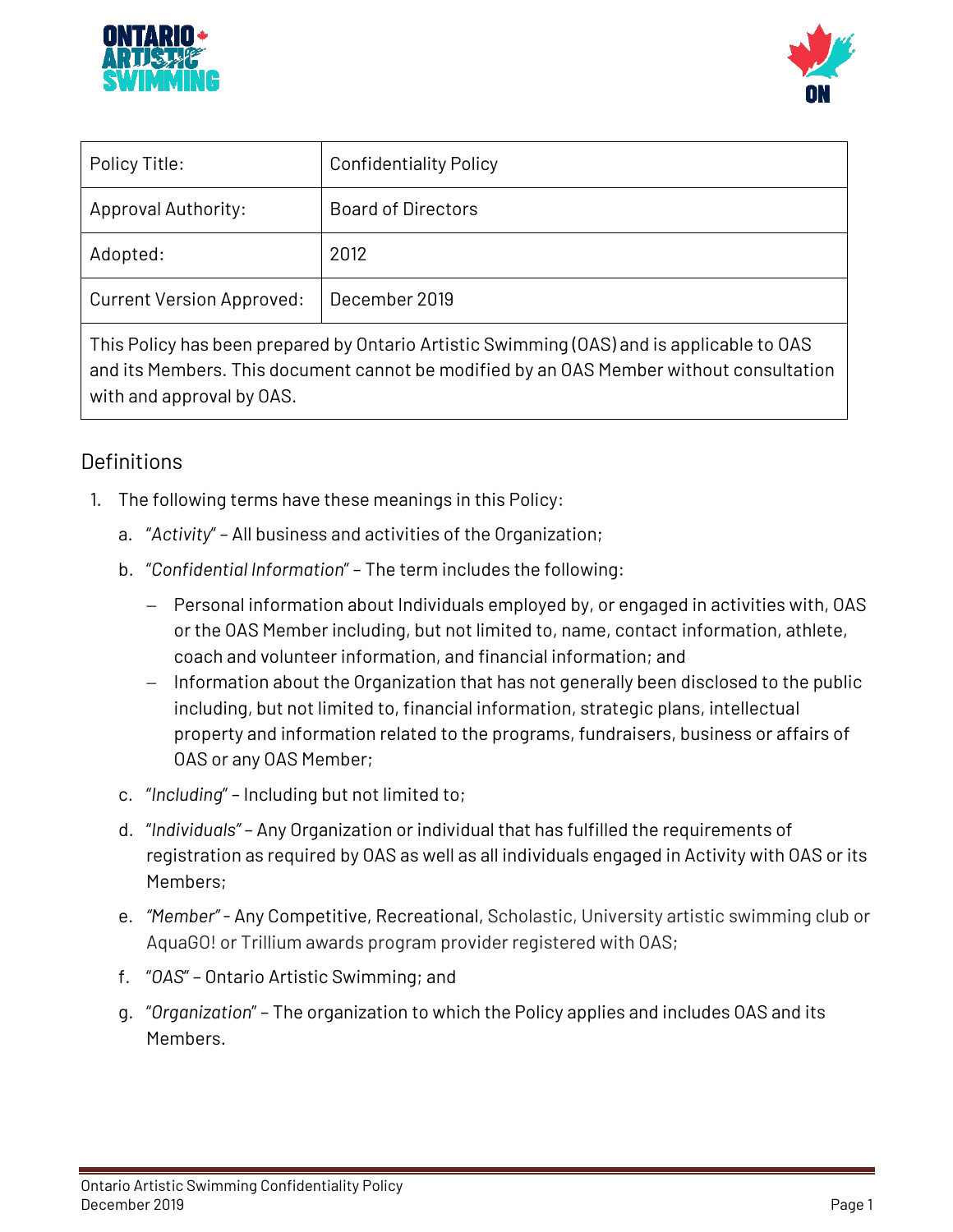| Policy Title: | Confidentiality Policy |
|---|---|
| Approval Authority: | Board of Directors |
| Adopted: | 2012 |
| Current Version Approved: | December 2019 |

This Policy has been prepared by Ontario Artistic Swimming (OAS) and is applicable to OAS and its Members. This document cannot be modified by an OAS Member without consultation with and approval by OAS.

## Definitions

1. The following terms have these meanings in this Policy:
   a. "*Activity*" – All business and activities of the Organization;
   b. "*Confidential Information*" – The term includes the following:
      - Personal information about Individuals employed by, or engaged in activities with, OAS or the OAS Member including, but not limited to, name, contact information, athlete, coach and volunteer information, and financial information; and
      - Information about the Organization that has not generally been disclosed to the public including, but not limited to, financial information, strategic plans, intellectual property and information related to the programs, fundraisers, business or affairs of OAS or any OAS Member;
   c. "*Including*" – Including but not limited to;
   d. "*Individuals*" – Any Organization or individual that has fulfilled the requirements of registration as required by OAS as well as all individuals engaged in Activity with OAS or its Members;
   e. *"Member"* - Any Competitive, Recreational, Scholastic, University artistic swimming club or AquaGO! or Trillium awards program provider registered with OAS;
   f. "*OAS*" – Ontario Artistic Swimming; and
   g. "*Organization*" – The organization to which the Policy applies and includes OAS and its Members.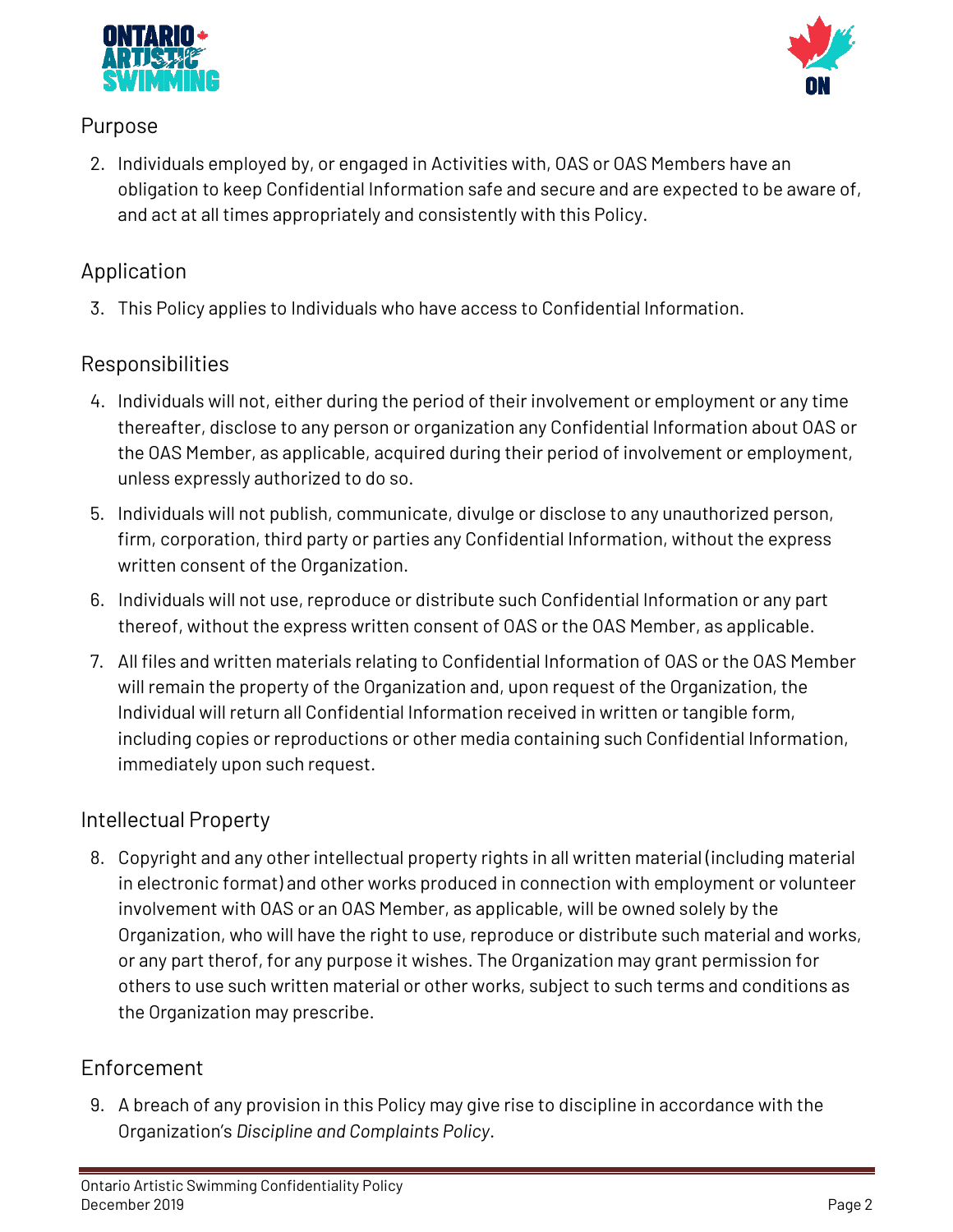## Purpose

2. Individuals employed by, or engaged in Activities with, OAS or OAS Members have an obligation to keep Confidential Information safe and secure and are expected to be aware of, and act at all times appropriately and consistently with this Policy.

## Application

3. This Policy applies to Individuals who have access to Confidential Information.

## Responsibilities

4. Individuals will not, either during the period of their involvement or employment or any time thereafter, disclose to any person or organization any Confidential Information about OAS or the OAS Member, as applicable, acquired during their period of involvement or employment, unless expressly authorized to do so.
5. Individuals will not publish, communicate, divulge or disclose to any unauthorized person, firm, corporation, third party or parties any Confidential Information, without the express written consent of the Organization.
6. Individuals will not use, reproduce or distribute such Confidential Information or any part thereof, without the express written consent of OAS or the OAS Member, as applicable.
7. All files and written materials relating to Confidential Information of OAS or the OAS Member will remain the property of the Organization and, upon request of the Organization, the Individual will return all Confidential Information received in written or tangible form, including copies or reproductions or other media containing such Confidential Information, immediately upon such request.

## Intellectual Property

8. Copyright and any other intellectual property rights in all written material (including material in electronic format) and other works produced in connection with employment or volunteer involvement with OAS or an OAS Member, as applicable, will be owned solely by the Organization, who will have the right to use, reproduce or distribute such material and works, or any part therof, for any purpose it wishes. The Organization may grant permission for others to use such written material or other works, subject to such terms and conditions as the Organization may prescribe.

## Enforcement

9. A breach of any provision in this Policy may give rise to discipline in accordance with the Organization's *Discipline and Complaints Policy*.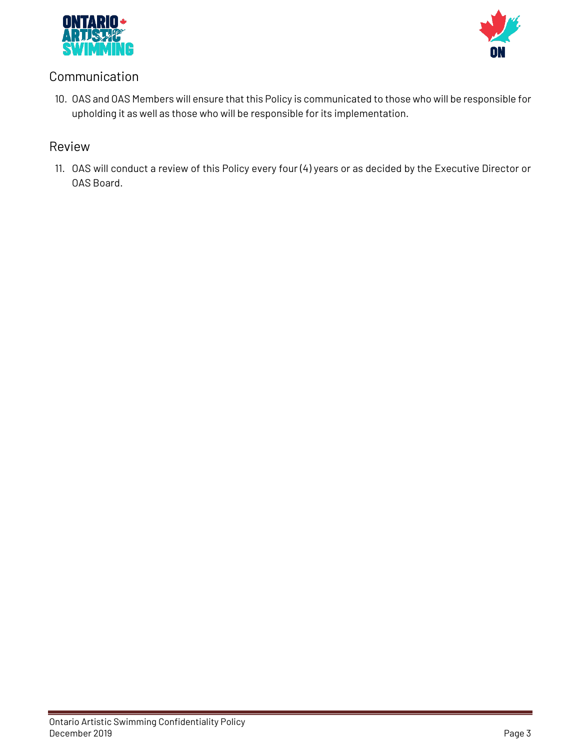## Communication

10. OAS and OAS Members will ensure that this Policy is communicated to those who will be responsible for upholding it as well as those who will be responsible for its implementation.

## Review

11. OAS will conduct a review of this Policy every four (4) years or as decided by the Executive Director or OAS Board.